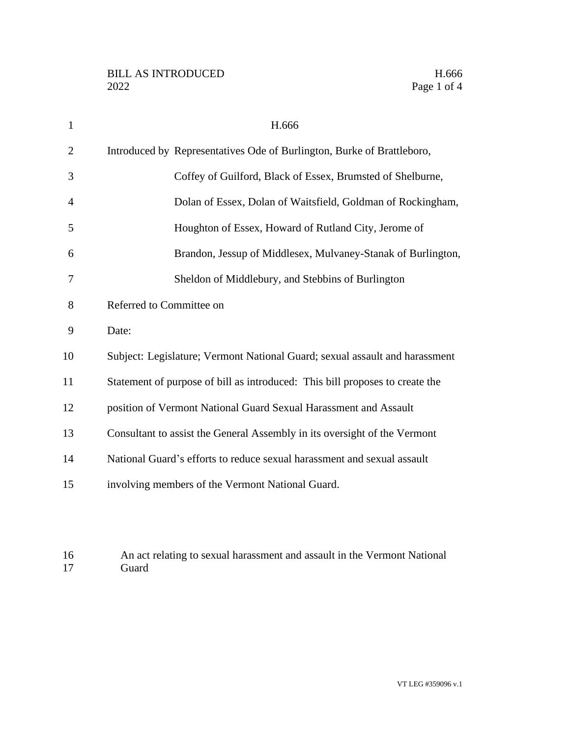# H.666

Introduced by Representatives Ode of Burlington, Burke of Brattleboro, Coffey of Guilford, Black of Essex, Brumsted of Shelburne, Dolan of Essex, Dolan of Waitsfield, Goldman of Rockingham, Houghton of Essex, Howard of Rutland City, Jerome of Brandon, Jessup of Middlesex, Mulvaney-Stanak of Burlington, Sheldon of Middlebury, and Stebbins of Burlington

Referred to Committee on

Date:

Subject: Legislature; Vermont National Guard; sexual assault and harassment

Statement of purpose of bill as introduced: This bill proposes to create the position of Vermont National Guard Sexual Harassment and Assault Consultant to assist the General Assembly in its oversight of the Vermont National Guard's efforts to reduce sexual harassment and sexual assault involving members of the Vermont National Guard.

An act relating to sexual harassment and assault in the Vermont National Guard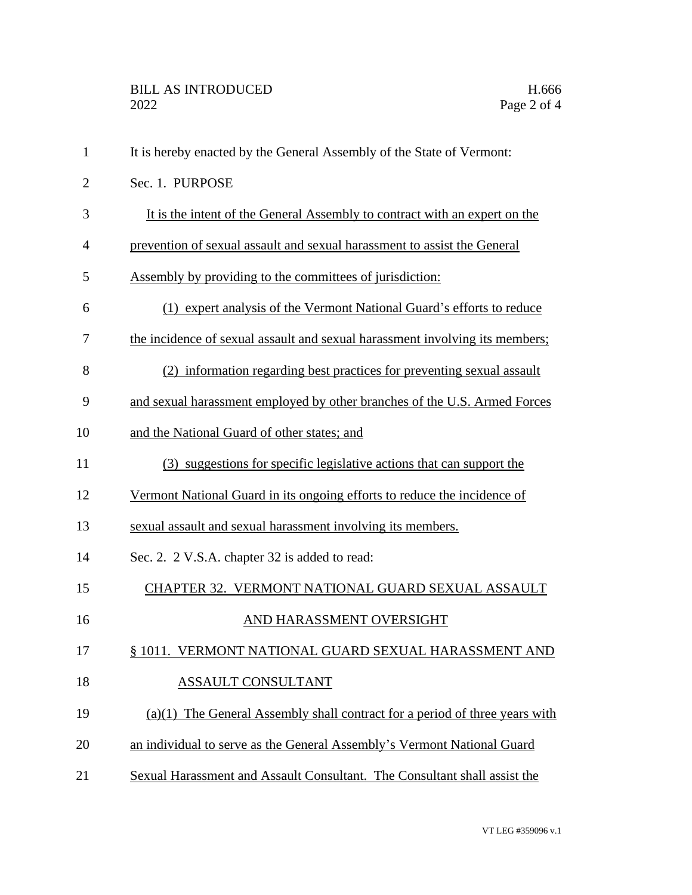It is hereby enacted by the General Assembly of the State of Vermont:

Sec. 1. PURPOSE

It is the intent of the General Assembly to contract with an expert on the prevention of sexual assault and sexual harassment to assist the General Assembly by providing to the committees of jurisdiction:

(1) expert analysis of the Vermont National Guard's efforts to reduce the incidence of sexual assault and sexual harassment involving its members;

(2) information regarding best practices for preventing sexual assault and sexual harassment employed by other branches of the U.S. Armed Forces and the National Guard of other states; and

(3) suggestions for specific legislative actions that can support the Vermont National Guard in its ongoing efforts to reduce the incidence of sexual assault and sexual harassment involving its members.

Sec. 2. 2 V.S.A. chapter 32 is added to read:

## CHAPTER 32. VERMONT NATIONAL GUARD SEXUAL ASSAULT AND HARASSMENT OVERSIGHT

### § 1011. VERMONT NATIONAL GUARD SEXUAL HARASSMENT AND ASSAULT CONSULTANT

(a)(1) The General Assembly shall contract for a period of three years with an individual to serve as the General Assembly's Vermont National Guard Sexual Harassment and Assault Consultant. The Consultant shall assist the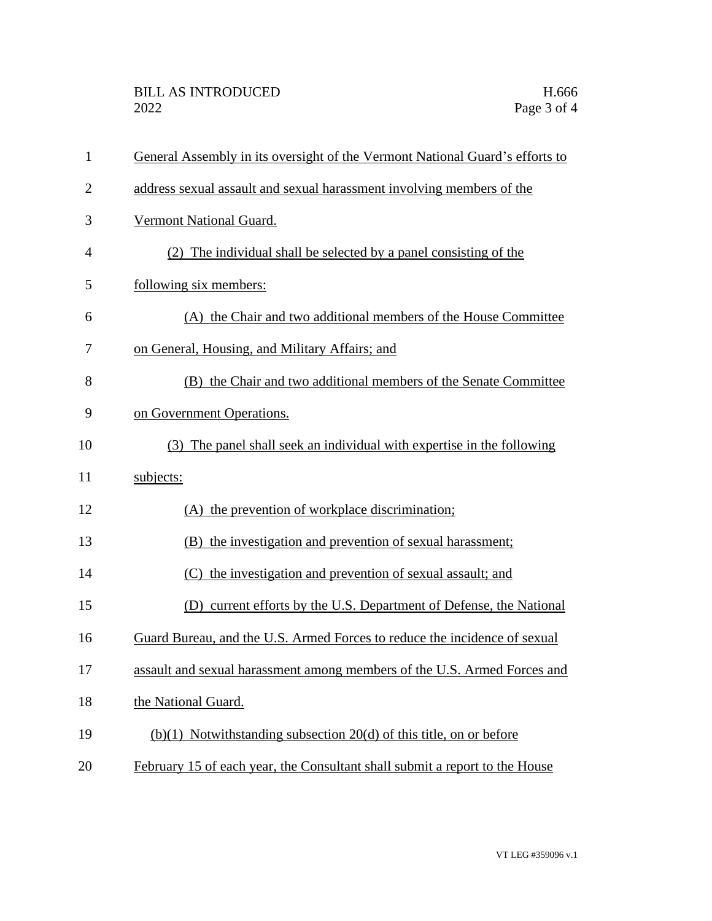General Assembly in its oversight of the Vermont National Guard's efforts to address sexual assault and sexual harassment involving members of the Vermont National Guard.

(2) The individual shall be selected by a panel consisting of the following six members:

(A) the Chair and two additional members of the House Committee on General, Housing, and Military Affairs; and

(B) the Chair and two additional members of the Senate Committee on Government Operations.

(3) The panel shall seek an individual with expertise in the following subjects:

(A) the prevention of workplace discrimination;

(B) the investigation and prevention of sexual harassment;

(C) the investigation and prevention of sexual assault; and

(D) current efforts by the U.S. Department of Defense, the National Guard Bureau, and the U.S. Armed Forces to reduce the incidence of sexual assault and sexual harassment among members of the U.S. Armed Forces and the National Guard.

(b)(1) Notwithstanding subsection 20(d) of this title, on or before February 15 of each year, the Consultant shall submit a report to the House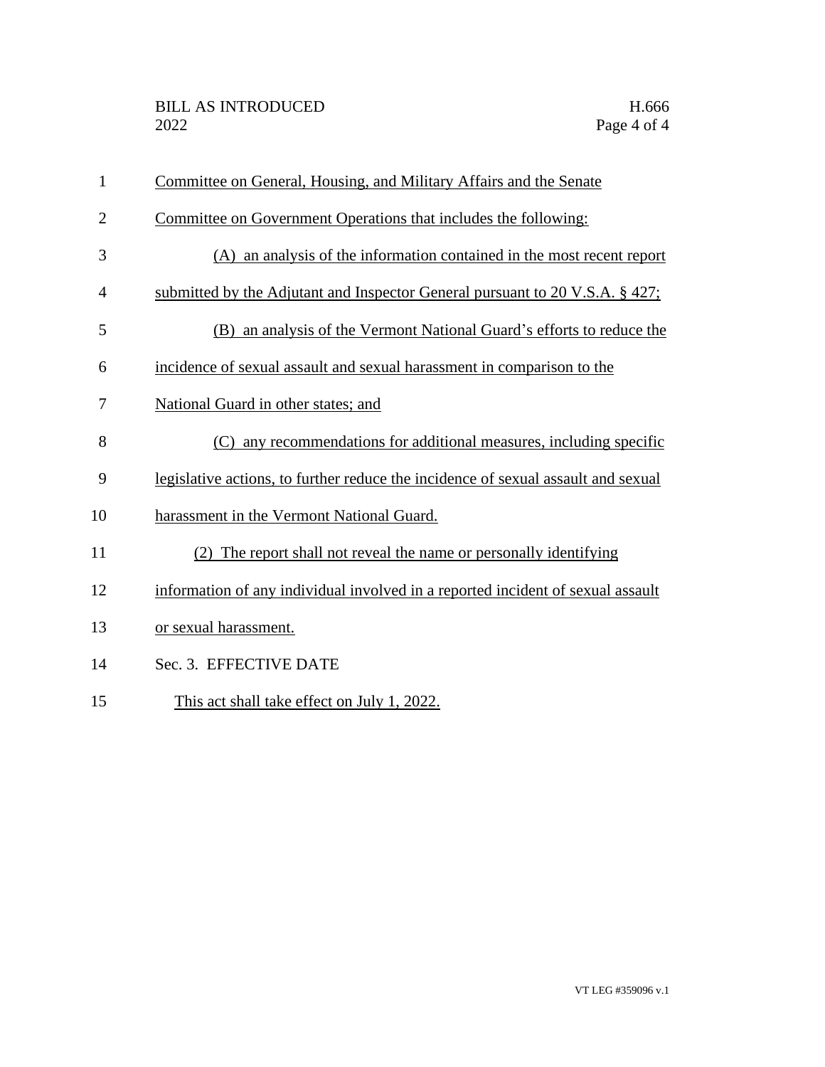Committee on General, Housing, and Military Affairs and the Senate Committee on Government Operations that includes the following:

(A) an analysis of the information contained in the most recent report submitted by the Adjutant and Inspector General pursuant to 20 V.S.A. § 427;

(B) an analysis of the Vermont National Guard's efforts to reduce the incidence of sexual assault and sexual harassment in comparison to the National Guard in other states; and

(C) any recommendations for additional measures, including specific legislative actions, to further reduce the incidence of sexual assault and sexual harassment in the Vermont National Guard.

(2) The report shall not reveal the name or personally identifying information of any individual involved in a reported incident of sexual assault or sexual harassment.

Sec. 3. EFFECTIVE DATE

This act shall take effect on July 1, 2022.